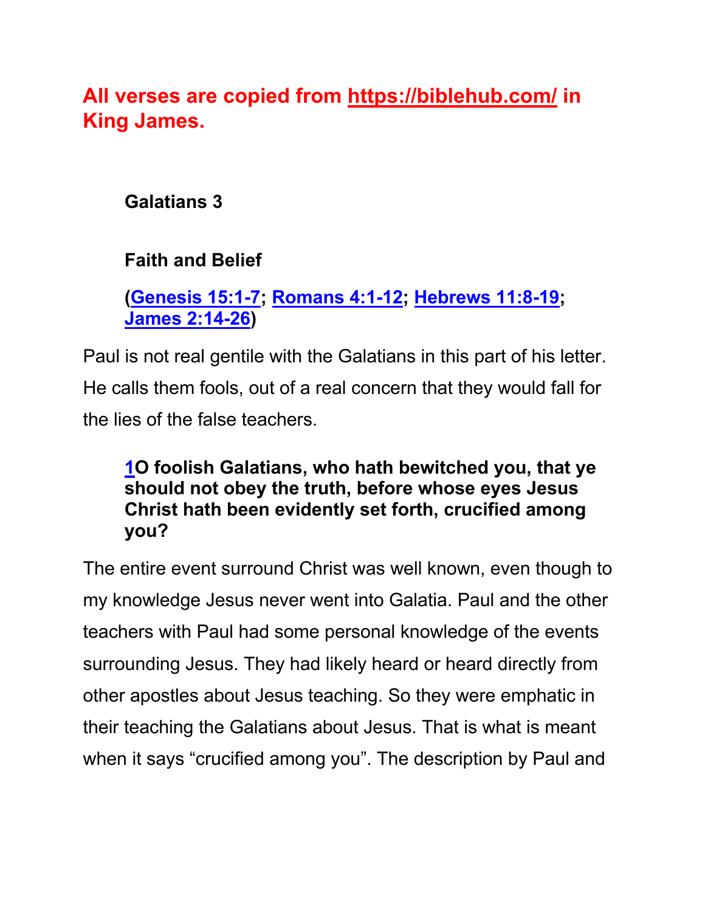**All verses are copied from https://biblehub.com/ in King James.**

## Galatians 3

### Faith and Belief

**(Genesis 15:1-7; Romans 4:1-12; Hebrews 11:8-19; James 2:14-26)**

Paul is not real gentile with the Galatians in this part of his letter. He calls them fools, out of a real concern that they would fall for the lies of the false teachers.

> **1O foolish Galatians, who hath bewitched you, that ye should not obey the truth, before whose eyes Jesus Christ hath been evidently set forth, crucified among you?**

The entire event surround Christ was well known, even though to my knowledge Jesus never went into Galatia. Paul and the other teachers with Paul had some personal knowledge of the events surrounding Jesus. They had likely heard or heard directly from other apostles about Jesus teaching. So they were emphatic in their teaching the Galatians about Jesus. That is what is meant when it says "crucified among you". The description by Paul and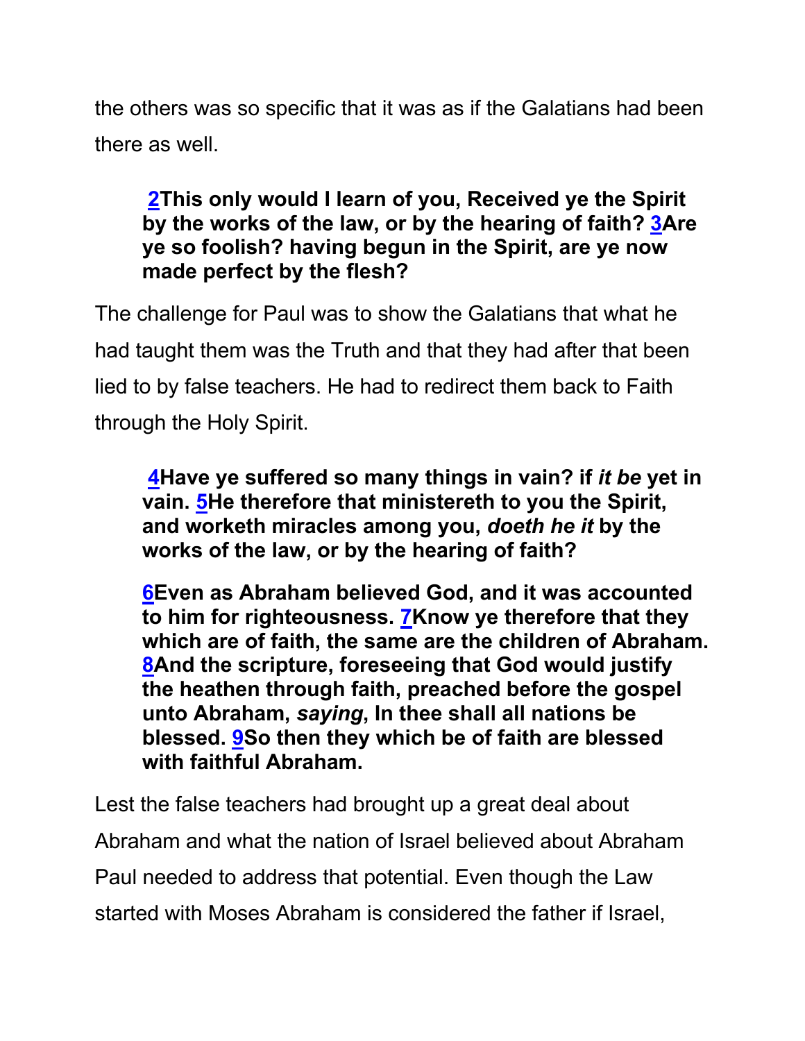the others was so specific that it was as if the Galatians had been there as well.

> **[2](#)This only would I learn of you, Received ye the Spirit by the works of the law, or by the hearing of faith? [3](#)Are ye so foolish? having begun in the Spirit, are ye now made perfect by the flesh?**

The challenge for Paul was to show the Galatians that what he had taught them was the Truth and that they had after that been lied to by false teachers. He had to redirect them back to Faith through the Holy Spirit.

> **[4](#)Have ye suffered so many things in vain? if *it be* yet in vain. [5](#)He therefore that ministereth to you the Spirit, and worketh miracles among you, *doeth he it* by the works of the law, or by the hearing of faith?**
>
> **[6](#)Even as Abraham believed God, and it was accounted to him for righteousness. [7](#)Know ye therefore that they which are of faith, the same are the children of Abraham. [8](#)And the scripture, foreseeing that God would justify the heathen through faith, preached before the gospel unto Abraham, *saying*, In thee shall all nations be blessed. [9](#)So then they which be of faith are blessed with faithful Abraham.**

Lest the false teachers had brought up a great deal about Abraham and what the nation of Israel believed about Abraham Paul needed to address that potential. Even though the Law started with Moses Abraham is considered the father if Israel,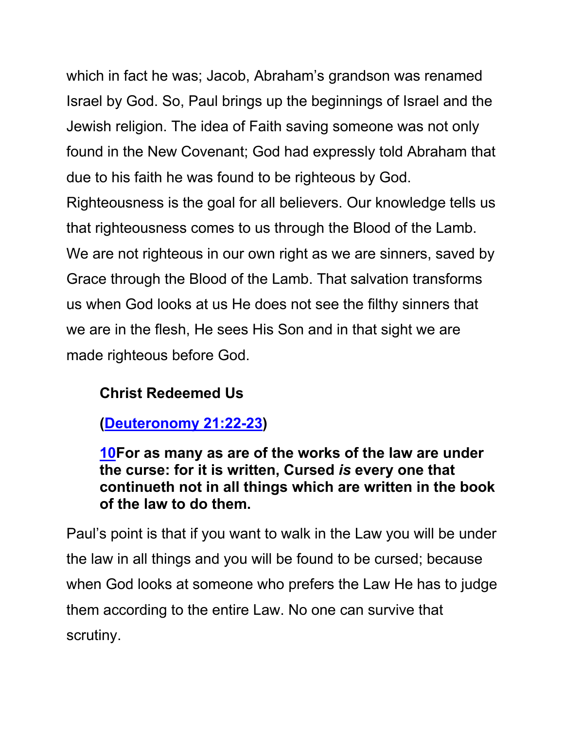which in fact he was; Jacob, Abraham's grandson was renamed Israel by God. So, Paul brings up the beginnings of Israel and the Jewish religion. The idea of Faith saving someone was not only found in the New Covenant; God had expressly told Abraham that due to his faith he was found to be righteous by God. Righteousness is the goal for all believers. Our knowledge tells us that righteousness comes to us through the Blood of the Lamb. We are not righteous in our own right as we are sinners, saved by Grace through the Blood of the Lamb. That salvation transforms us when God looks at us He does not see the filthy sinners that we are in the flesh, He sees His Son and in that sight we are made righteous before God.

> **Christ Redeemed Us**
>
> **([Deuteronomy 21:22-23](#))**
>
> **[10](#)For as many as are of the works of the law are under the curse: for it is written, Cursed *is* every one that continueth not in all things which are written in the book of the law to do them.**

Paul's point is that if you want to walk in the Law you will be under the law in all things and you will be found to be cursed; because when God looks at someone who prefers the Law He has to judge them according to the entire Law. No one can survive that scrutiny.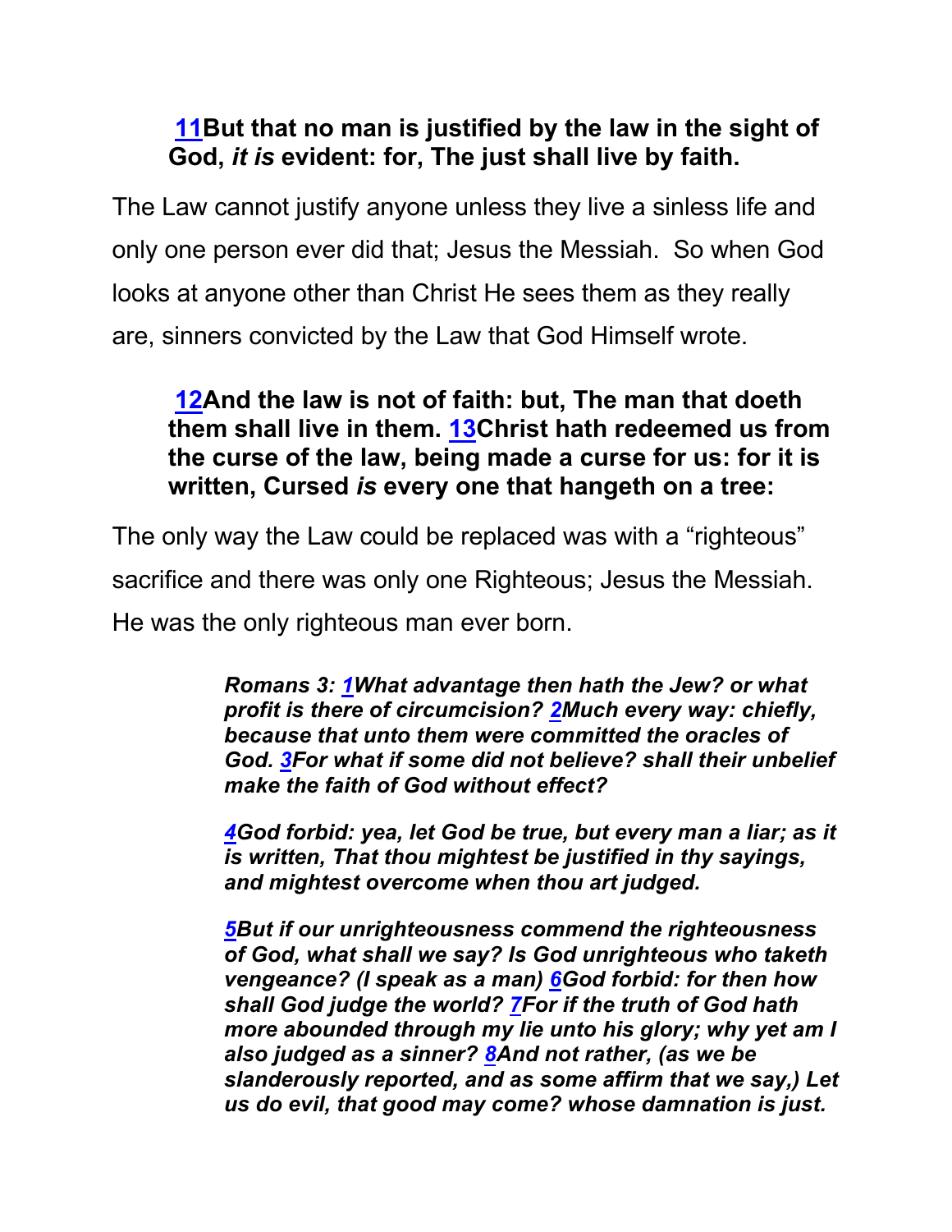**11But that no man is justified by the law in the sight of God, *it is* evident: for, The just shall live by faith.**

The Law cannot justify anyone unless they live a sinless life and only one person ever did that; Jesus the Messiah. So when God looks at anyone other than Christ He sees them as they really are, sinners convicted by the Law that God Himself wrote.

**12And the law is not of faith: but, The man that doeth them shall live in them. 13Christ hath redeemed us from the curse of the law, being made a curse for us: for it is written, Cursed *is* every one that hangeth on a tree:**

The only way the Law could be replaced was with a "righteous" sacrifice and there was only one Righteous; Jesus the Messiah. He was the only righteous man ever born.

> ***Romans 3: 1What advantage then hath the Jew? or what profit is there of circumcision? 2Much every way: chiefly, because that unto them were committed the oracles of God. 3For what if some did not believe? shall their unbelief make the faith of God without effect?***
>
> ***4God forbid: yea, let God be true, but every man a liar; as it is written, That thou mightest be justified in thy sayings, and mightest overcome when thou art judged.***
>
> ***5But if our unrighteousness commend the righteousness of God, what shall we say? Is God unrighteous who taketh vengeance? (I speak as a man) 6God forbid: for then how shall God judge the world? 7For if the truth of God hath more abounded through my lie unto his glory; why yet am I also judged as a sinner? 8And not rather, (as we be slanderously reported, and as some affirm that we say,) Let us do evil, that good may come? whose damnation is just.***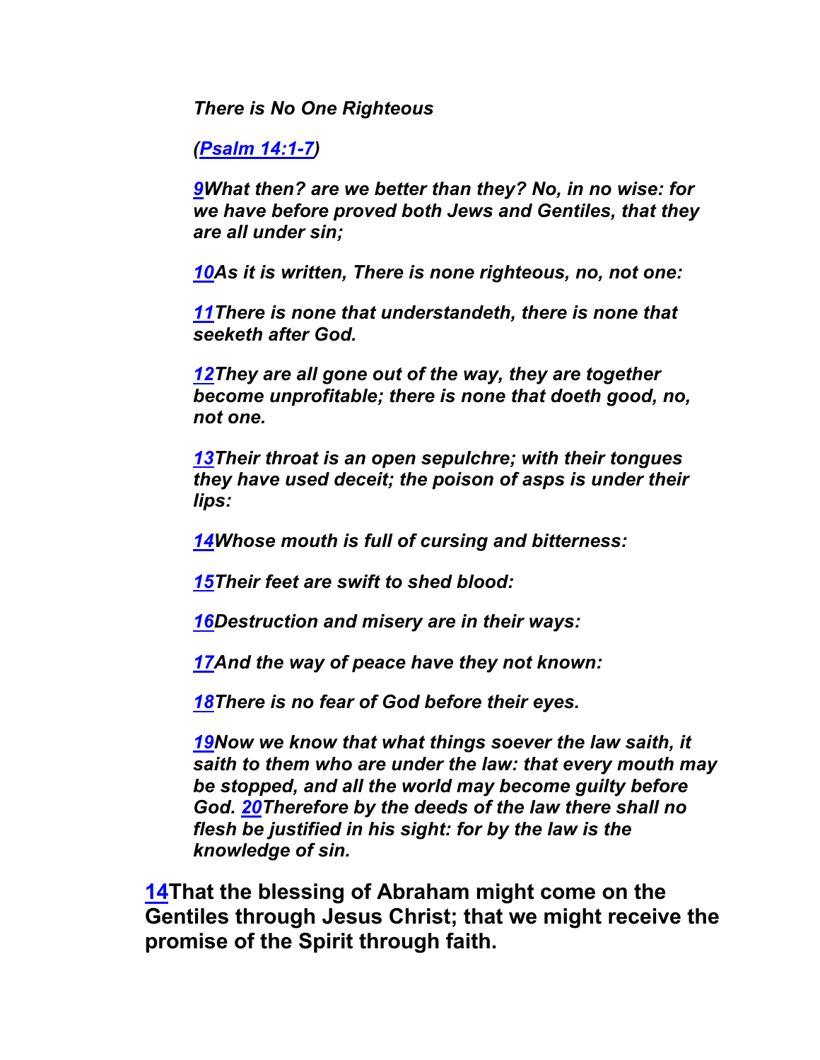*There is No One Righteous*

*(Psalm 14:1-7)*

***9**What then? are we better than they? No, in no wise: for we have before proved both Jews and Gentiles, that they are all under sin;*

***10**As it is written, There is none righteous, no, not one:*

***11**There is none that understandeth, there is none that seeketh after God.*

***12**They are all gone out of the way, they are together become unprofitable; there is none that doeth good, no, not one.*

***13**Their throat is an open sepulchre; with their tongues they have used deceit; the poison of asps is under their lips:*

***14**Whose mouth is full of cursing and bitterness:*

***15**Their feet are swift to shed blood:*

***16**Destruction and misery are in their ways:*

***17**And the way of peace have they not known:*

***18**There is no fear of God before their eyes.*

***19**Now we know that what things soever the law saith, it saith to them who are under the law: that every mouth may be stopped, and all the world may become guilty before God. **20**Therefore by the deeds of the law there shall no flesh be justified in his sight: for by the law is the knowledge of sin.*

**14That the blessing of Abraham might come on the Gentiles through Jesus Christ; that we might receive the promise of the Spirit through faith.**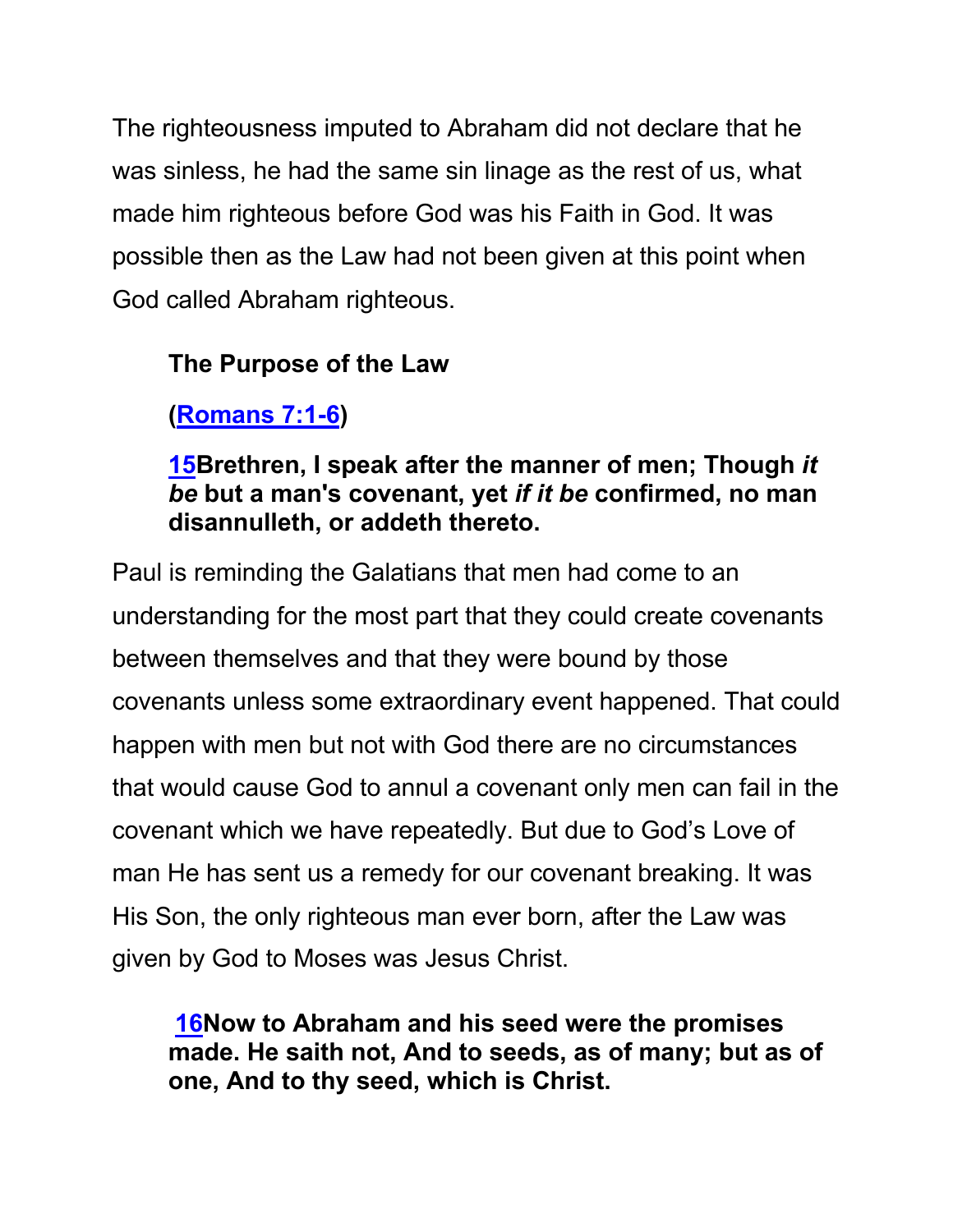The righteousness imputed to Abraham did not declare that he was sinless, he had the same sin linage as the rest of us, what made him righteous before God was his Faith in God. It was possible then as the Law had not been given at this point when God called Abraham righteous.

**The Purpose of the Law**

**([Romans 7:1-6](Romans 7:1-6))**

**[15](15)Brethren, I speak after the manner of men; Though *it be* but a man's covenant, yet *if it be* confirmed, no man disannulleth, or addeth thereto.**

Paul is reminding the Galatians that men had come to an understanding for the most part that they could create covenants between themselves and that they were bound by those covenants unless some extraordinary event happened. That could happen with men but not with God there are no circumstances that would cause God to annul a covenant only men can fail in the covenant which we have repeatedly. But due to God's Love of man He has sent us a remedy for our covenant breaking. It was His Son, the only righteous man ever born, after the Law was given by God to Moses was Jesus Christ.

**[16](16)Now to Abraham and his seed were the promises made. He saith not, And to seeds, as of many; but as of one, And to thy seed, which is Christ.**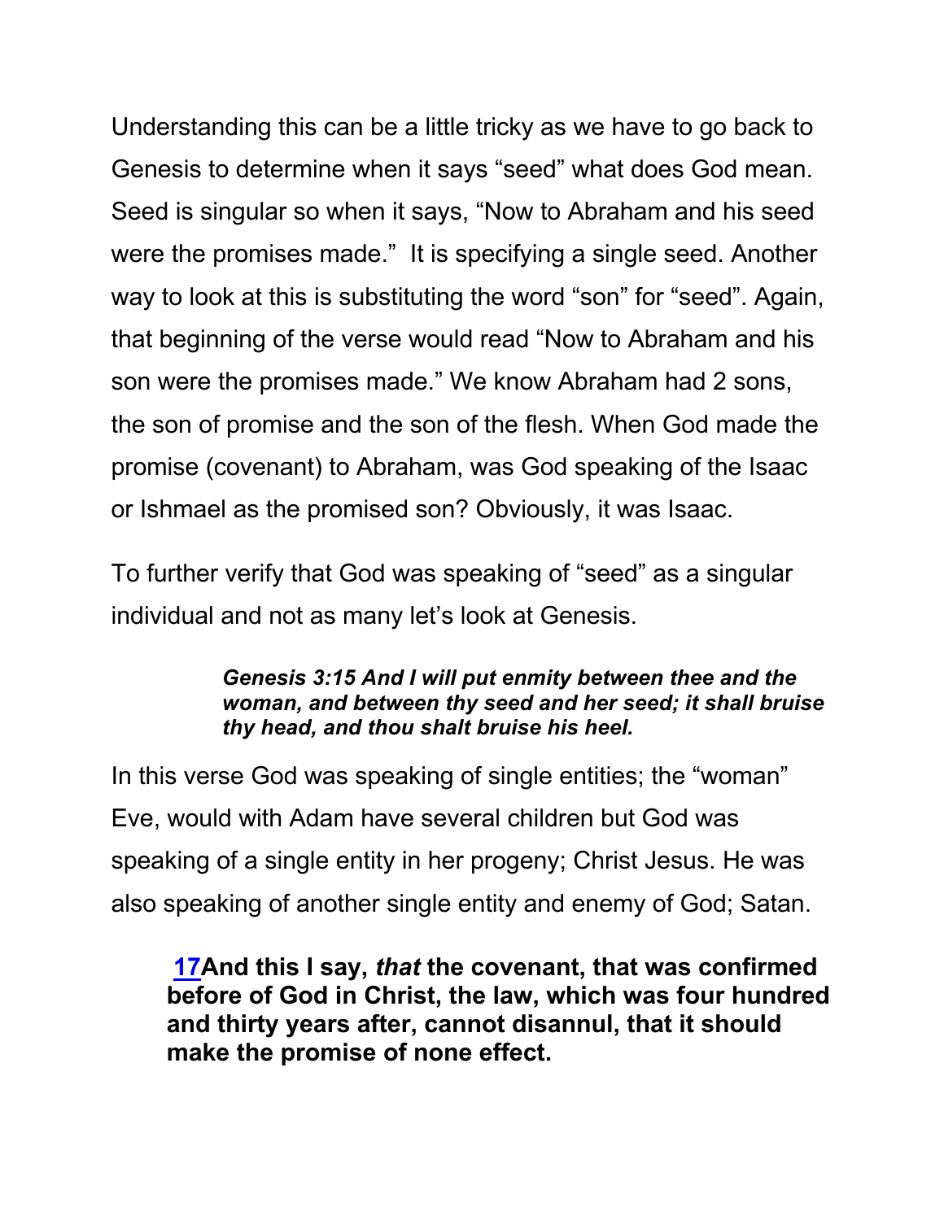Understanding this can be a little tricky as we have to go back to Genesis to determine when it says “seed” what does God mean. Seed is singular so when it says, “Now to Abraham and his seed were the promises made.”  It is specifying a single seed. Another way to look at this is substituting the word “son” for “seed”. Again, that beginning of the verse would read “Now to Abraham and his son were the promises made.” We know Abraham had 2 sons, the son of promise and the son of the flesh. When God made the promise (covenant) to Abraham, was God speaking of the Isaac or Ishmael as the promised son? Obviously, it was Isaac.

To further verify that God was speaking of “seed” as a singular individual and not as many let’s look at Genesis.

> ***Genesis 3:15 And I will put enmity between thee and the woman, and between thy seed and her seed; it shall bruise thy head, and thou shalt bruise his heel.***

In this verse God was speaking of single entities; the “woman” Eve, would with Adam have several children but God was speaking of a single entity in her progeny; Christ Jesus. He was also speaking of another single entity and enemy of God; Satan.

> **17And this I say, *that* the covenant, that was confirmed before of God in Christ, the law, which was four hundred and thirty years after, cannot disannul, that it should make the promise of none effect.**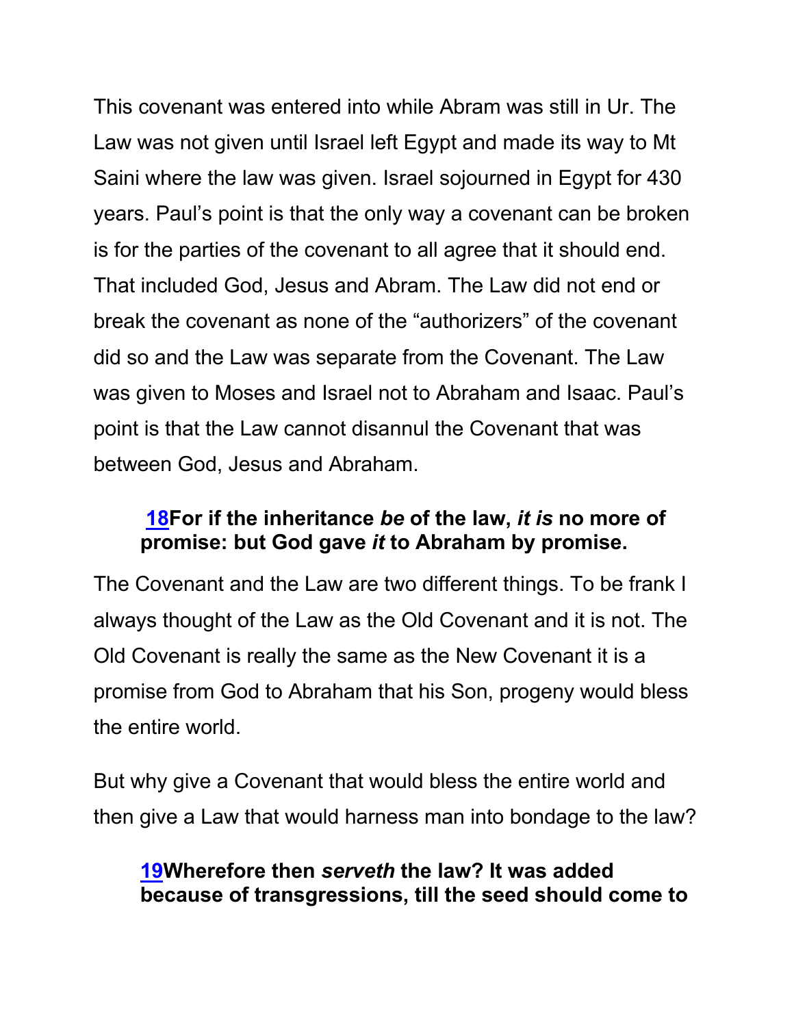This covenant was entered into while Abram was still in Ur. The Law was not given until Israel left Egypt and made its way to Mt Saini where the law was given. Israel sojourned in Egypt for 430 years. Paul's point is that the only way a covenant can be broken is for the parties of the covenant to all agree that it should end. That included God, Jesus and Abram. The Law did not end or break the covenant as none of the "authorizers" of the covenant did so and the Law was separate from the Covenant. The Law was given to Moses and Israel not to Abraham and Isaac. Paul's point is that the Law cannot disannul the Covenant that was between God, Jesus and Abraham.

> **18For if the inheritance *be* of the law, *it is* no more of promise: but God gave *it* to Abraham by promise.**

The Covenant and the Law are two different things. To be frank I always thought of the Law as the Old Covenant and it is not. The Old Covenant is really the same as the New Covenant it is a promise from God to Abraham that his Son, progeny would bless the entire world.

But why give a Covenant that would bless the entire world and then give a Law that would harness man into bondage to the law?

> **19Wherefore then *serveth* the law? It was added because of transgressions, till the seed should come to**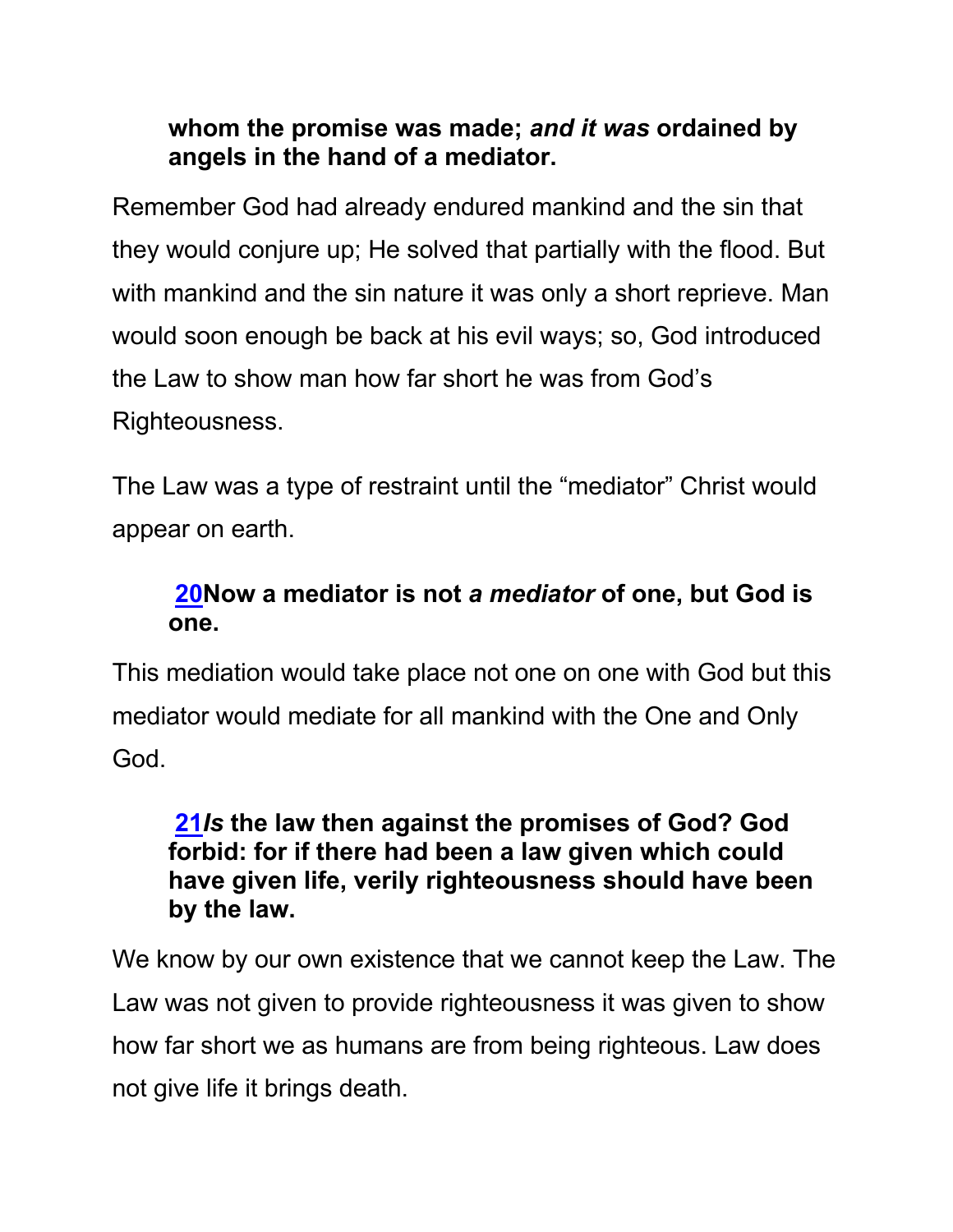> **whom the promise was made;** ***and it was*** **ordained by angels in the hand of a mediator.**

Remember God had already endured mankind and the sin that they would conjure up; He solved that partially with the flood. But with mankind and the sin nature it was only a short reprieve. Man would soon enough be back at his evil ways; so, God introduced the Law to show man how far short he was from God's Righteousness.

The Law was a type of restraint until the "mediator" Christ would appear on earth.

> **20Now a mediator is not** ***a mediator*** **of one, but God is one.**

This mediation would take place not one on one with God but this mediator would mediate for all mankind with the One and Only God.

> **21*****Is*** **the law then against the promises of God? God forbid: for if there had been a law given which could have given life, verily righteousness should have been by the law.**

We know by our own existence that we cannot keep the Law. The Law was not given to provide righteousness it was given to show how far short we as humans are from being righteous. Law does not give life it brings death.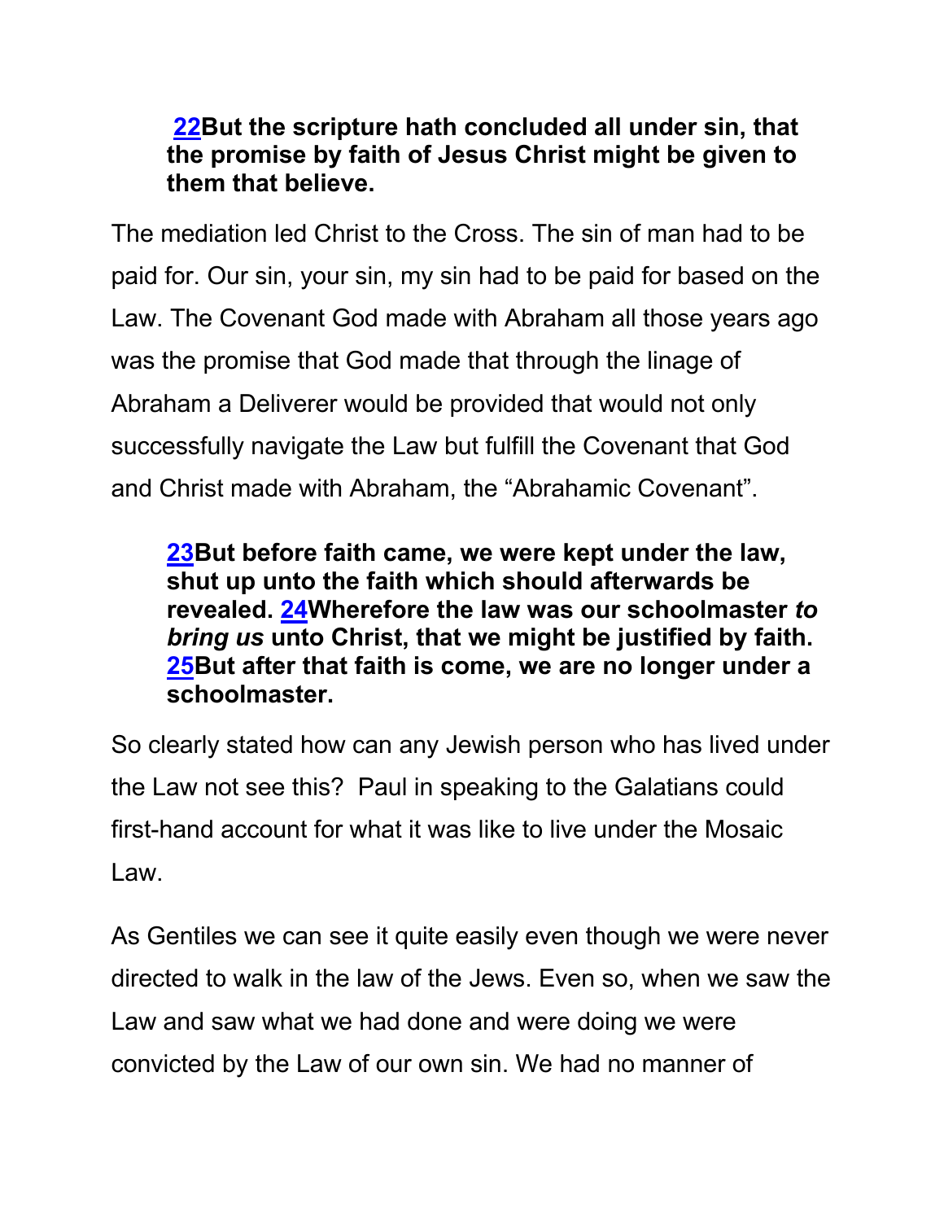**[22](#)But the scripture hath concluded all under sin, that the promise by faith of Jesus Christ might be given to them that believe.**

The mediation led Christ to the Cross. The sin of man had to be paid for. Our sin, your sin, my sin had to be paid for based on the Law. The Covenant God made with Abraham all those years ago was the promise that God made that through the linage of Abraham a Deliverer would be provided that would not only successfully navigate the Law but fulfill the Covenant that God and Christ made with Abraham, the "Abrahamic Covenant".

**[23](#)But before faith came, we were kept under the law, shut up unto the faith which should afterwards be revealed. [24](#)Wherefore the law was our schoolmaster *to bring us* unto Christ, that we might be justified by faith. [25](#)But after that faith is come, we are no longer under a schoolmaster.**

So clearly stated how can any Jewish person who has lived under the Law not see this? Paul in speaking to the Galatians could first-hand account for what it was like to live under the Mosaic Law.

As Gentiles we can see it quite easily even though we were never directed to walk in the law of the Jews. Even so, when we saw the Law and saw what we had done and were doing we were convicted by the Law of our own sin. We had no manner of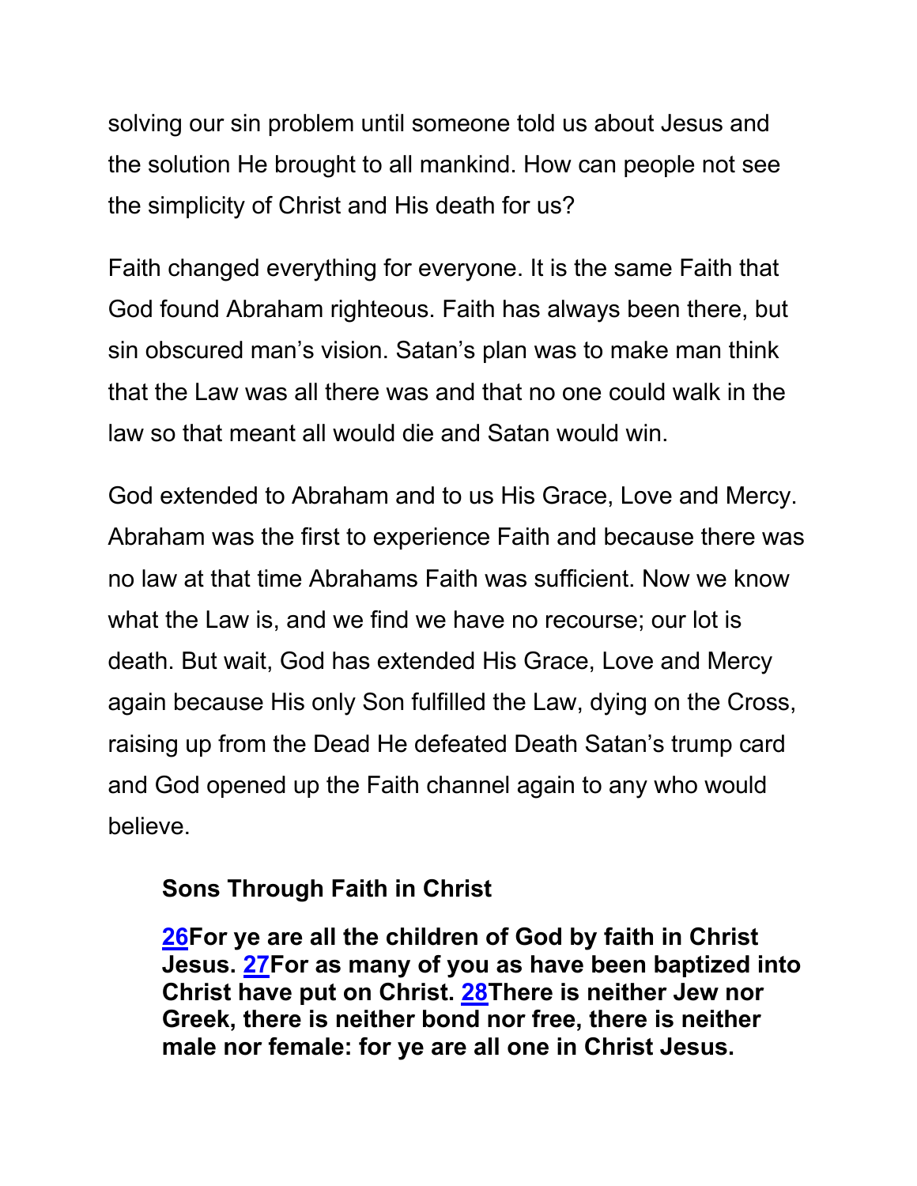solving our sin problem until someone told us about Jesus and the solution He brought to all mankind. How can people not see the simplicity of Christ and His death for us?

Faith changed everything for everyone. It is the same Faith that God found Abraham righteous. Faith has always been there, but sin obscured man's vision. Satan's plan was to make man think that the Law was all there was and that no one could walk in the law so that meant all would die and Satan would win.

God extended to Abraham and to us His Grace, Love and Mercy. Abraham was the first to experience Faith and because there was no law at that time Abrahams Faith was sufficient. Now we know what the Law is, and we find we have no recourse; our lot is death. But wait, God has extended His Grace, Love and Mercy again because His only Son fulfilled the Law, dying on the Cross, raising up from the Dead He defeated Death Satan's trump card and God opened up the Faith channel again to any who would believe.

> **Sons Through Faith in Christ**
>
> **26For ye are all the children of God by faith in Christ Jesus. 27For as many of you as have been baptized into Christ have put on Christ. 28There is neither Jew nor Greek, there is neither bond nor free, there is neither male nor female: for ye are all one in Christ Jesus.**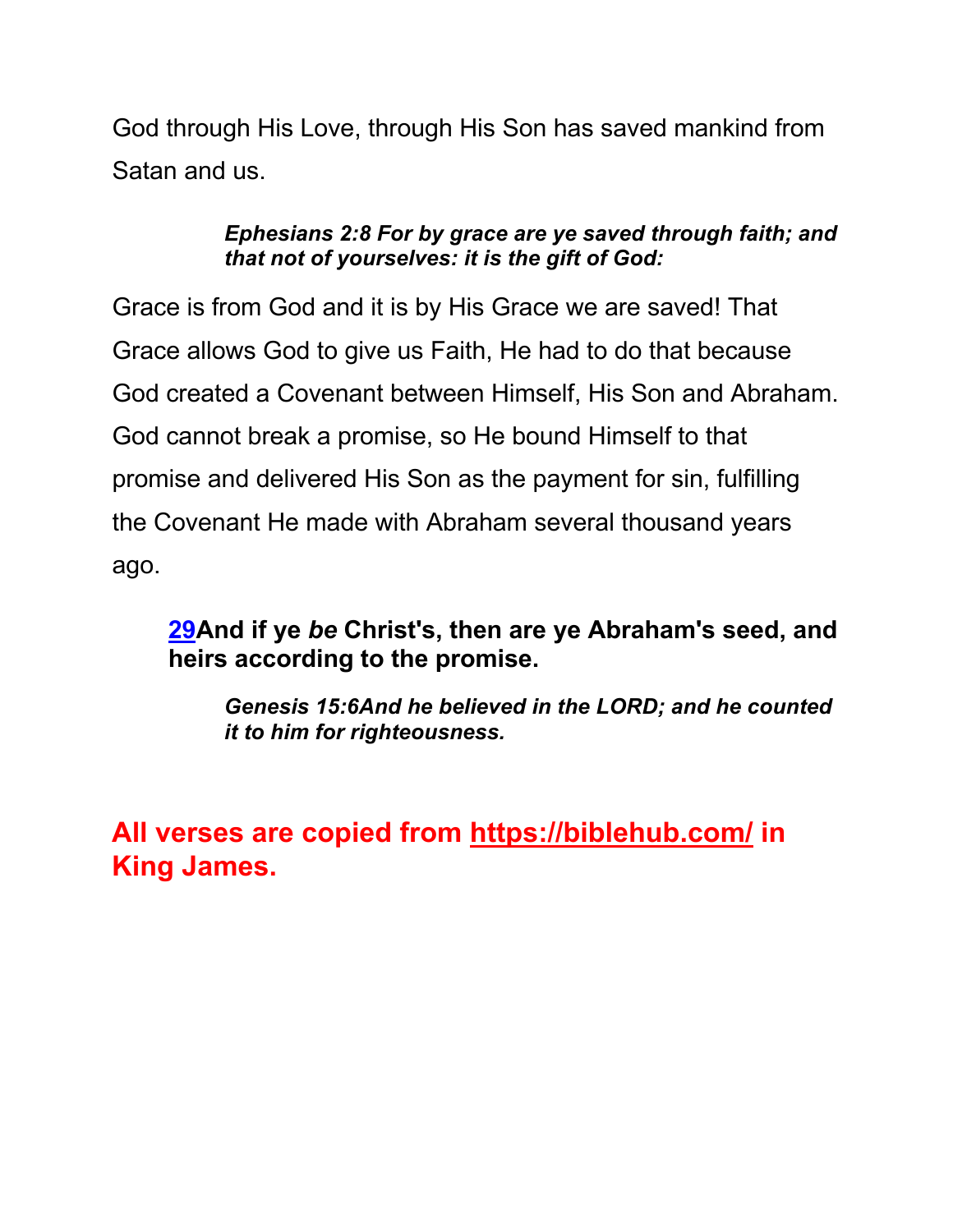God through His Love, through His Son has saved mankind from Satan and us.

> ***Ephesians 2:8 For by grace are ye saved through faith; and that not of yourselves: it is the gift of God:***

Grace is from God and it is by His Grace we are saved! That Grace allows God to give us Faith, He had to do that because God created a Covenant between Himself, His Son and Abraham. God cannot break a promise, so He bound Himself to that promise and delivered His Son as the payment for sin, fulfilling the Covenant He made with Abraham several thousand years ago.

> **29And if ye *be* Christ's, then are ye Abraham's seed, and heirs according to the promise.**

> ***Genesis 15:6And he believed in the LORD; and he counted it to him for righteousness.***

**All verses are copied from https://biblehub.com/ in King James.**